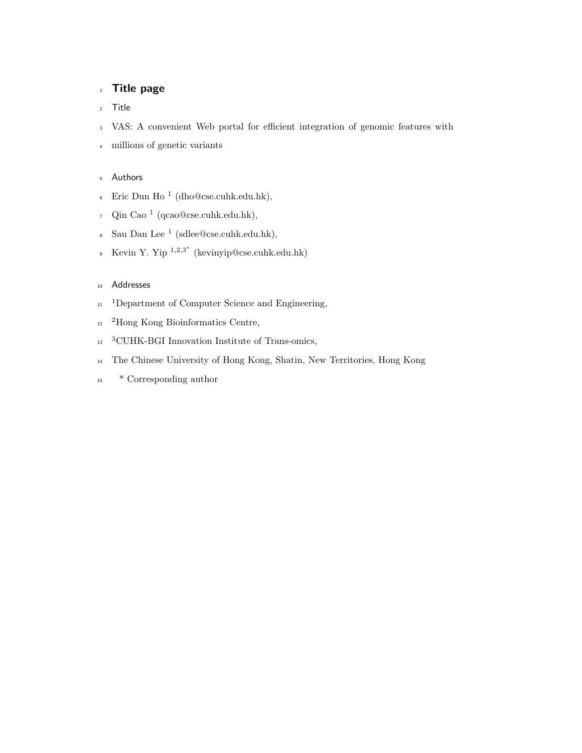# Title page

## Title

VAS: A convenient Web portal for efficient integration of genomic features with millions of genetic variants

## Authors

Eric Dun Ho [1] (dho@cse.cuhk.edu.hk),

Qin Cao [1] (qcao@cse.cuhk.edu.hk),

Sau Dan Lee [1] (sdlee@cse.cuhk.edu.hk),

Kevin Y. Yip [1,2,3*] (kevinyip@cse.cuhk.edu.hk)

## Addresses

[1]Department of Computer Science and Engineering,

[2]Hong Kong Bioinformatics Centre,

[3]CUHK-BGI Innovation Institute of Trans-omics,

The Chinese University of Hong Kong, Shatin, New Territories, Hong Kong

\* Corresponding author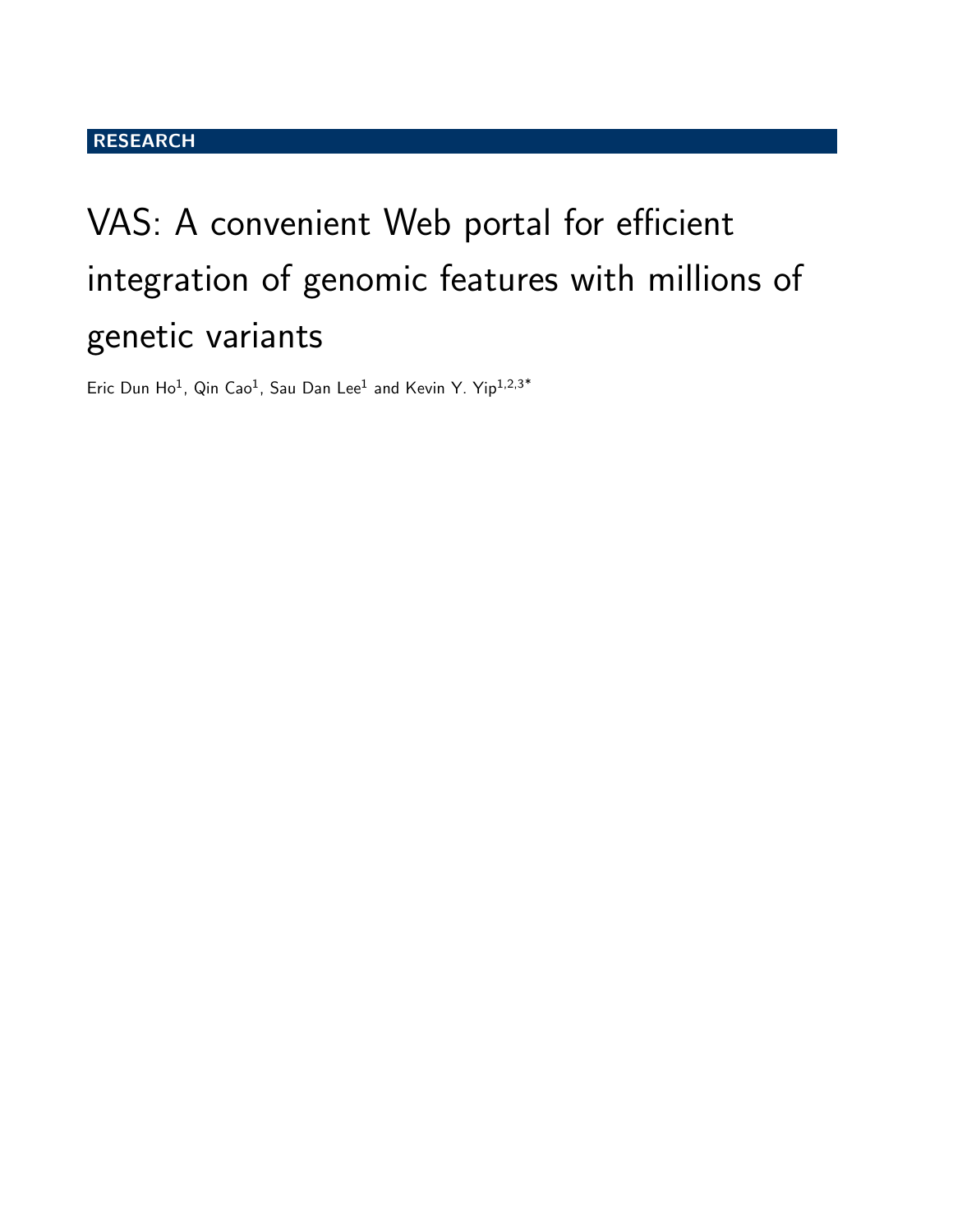RESEARCH

# VAS: A convenient Web portal for efficient integration of genomic features with millions of genetic variants

Eric Dun Ho[1], Qin Cao[1], Sau Dan Lee[1] and Kevin Y. Yip[1,2,3*]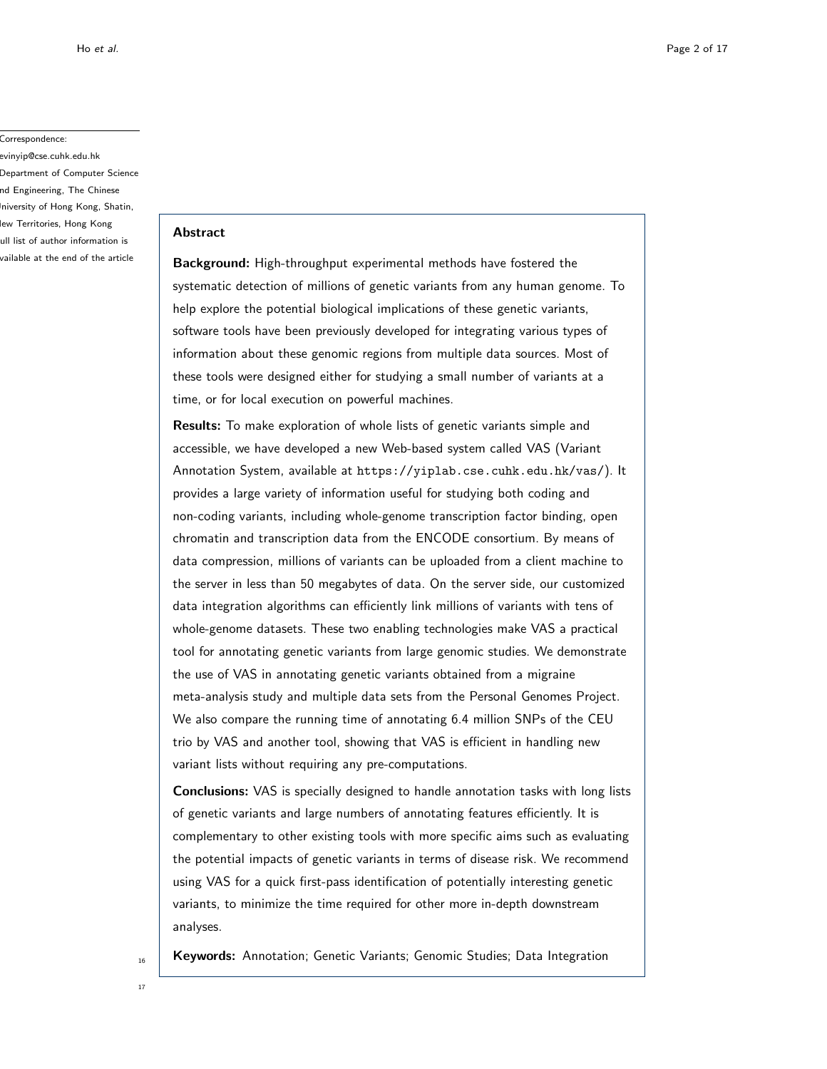Correspondence:

evinyip@cse.cuhk.edu.hk

Department of Computer Science
nd Engineering, The Chinese
University of Hong Kong, Shatin,
New Territories, Hong Kong
ull list of author information is
available at the end of the article

## Abstract

**Background:** High-throughput experimental methods have fostered the systematic detection of millions of genetic variants from any human genome. To help explore the potential biological implications of these genetic variants, software tools have been previously developed for integrating various types of information about these genomic regions from multiple data sources. Most of these tools were designed either for studying a small number of variants at a time, or for local execution on powerful machines.

**Results:** To make exploration of whole lists of genetic variants simple and accessible, we have developed a new Web-based system called VAS (Variant Annotation System, available at `https://yiplab.cse.cuhk.edu.hk/vas/`). It provides a large variety of information useful for studying both coding and non-coding variants, including whole-genome transcription factor binding, open chromatin and transcription data from the ENCODE consortium. By means of data compression, millions of variants can be uploaded from a client machine to the server in less than 50 megabytes of data. On the server side, our customized data integration algorithms can efficiently link millions of variants with tens of whole-genome datasets. These two enabling technologies make VAS a practical tool for annotating genetic variants from large genomic studies. We demonstrate the use of VAS in annotating genetic variants obtained from a migraine meta-analysis study and multiple data sets from the Personal Genomes Project. We also compare the running time of annotating 6.4 million SNPs of the CEU trio by VAS and another tool, showing that VAS is efficient in handling new variant lists without requiring any pre-computations.

**Conclusions:** VAS is specially designed to handle annotation tasks with long lists of genetic variants and large numbers of annotating features efficiently. It is complementary to other existing tools with more specific aims such as evaluating the potential impacts of genetic variants in terms of disease risk. We recommend using VAS for a quick first-pass identification of potentially interesting genetic variants, to minimize the time required for other more in-depth downstream analyses.

**Keywords:** Annotation; Genetic Variants; Genomic Studies; Data Integration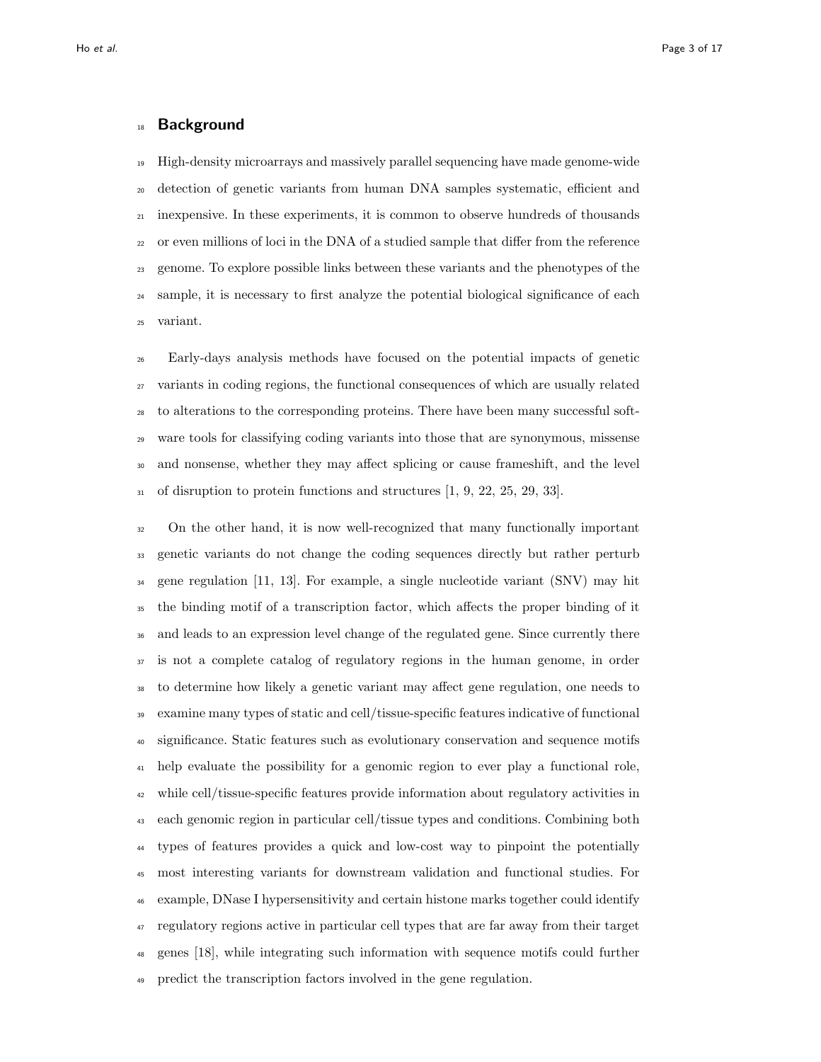## Background

High-density microarrays and massively parallel sequencing have made genome-wide detection of genetic variants from human DNA samples systematic, efficient and inexpensive. In these experiments, it is common to observe hundreds of thousands or even millions of loci in the DNA of a studied sample that differ from the reference genome. To explore possible links between these variants and the phenotypes of the sample, it is necessary to first analyze the potential biological significance of each variant.

Early-days analysis methods have focused on the potential impacts of genetic variants in coding regions, the functional consequences of which are usually related to alterations to the corresponding proteins. There have been many successful software tools for classifying coding variants into those that are synonymous, missense and nonsense, whether they may affect splicing or cause frameshift, and the level of disruption to protein functions and structures [1, 9, 22, 25, 29, 33].

On the other hand, it is now well-recognized that many functionally important genetic variants do not change the coding sequences directly but rather perturb gene regulation [11, 13]. For example, a single nucleotide variant (SNV) may hit the binding motif of a transcription factor, which affects the proper binding of it and leads to an expression level change of the regulated gene. Since currently there is not a complete catalog of regulatory regions in the human genome, in order to determine how likely a genetic variant may affect gene regulation, one needs to examine many types of static and cell/tissue-specific features indicative of functional significance. Static features such as evolutionary conservation and sequence motifs help evaluate the possibility for a genomic region to ever play a functional role, while cell/tissue-specific features provide information about regulatory activities in each genomic region in particular cell/tissue types and conditions. Combining both types of features provides a quick and low-cost way to pinpoint the potentially most interesting variants for downstream validation and functional studies. For example, DNase I hypersensitivity and certain histone marks together could identify regulatory regions active in particular cell types that are far away from their target genes [18], while integrating such information with sequence motifs could further predict the transcription factors involved in the gene regulation.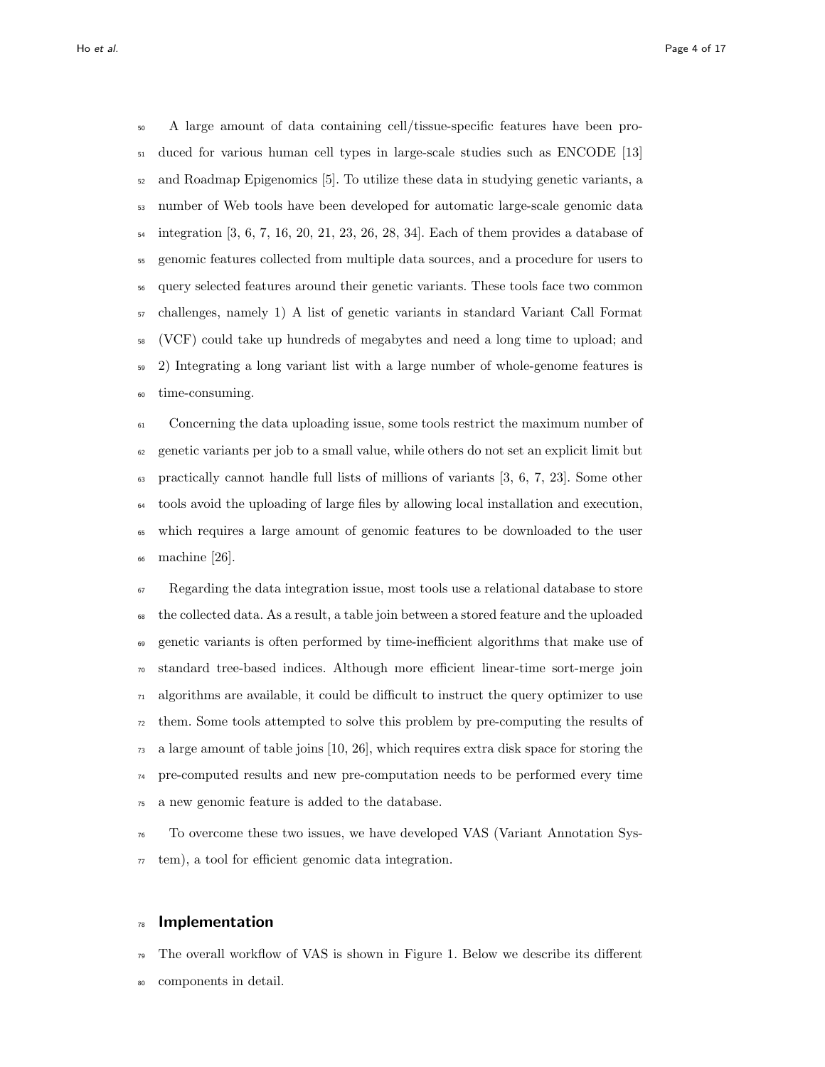A large amount of data containing cell/tissue-specific features have been produced for various human cell types in large-scale studies such as ENCODE [13] and Roadmap Epigenomics [5]. To utilize these data in studying genetic variants, a number of Web tools have been developed for automatic large-scale genomic data integration [3, 6, 7, 16, 20, 21, 23, 26, 28, 34]. Each of them provides a database of genomic features collected from multiple data sources, and a procedure for users to query selected features around their genetic variants. These tools face two common challenges, namely 1) A list of genetic variants in standard Variant Call Format (VCF) could take up hundreds of megabytes and need a long time to upload; and 2) Integrating a long variant list with a large number of whole-genome features is time-consuming.

Concerning the data uploading issue, some tools restrict the maximum number of genetic variants per job to a small value, while others do not set an explicit limit but practically cannot handle full lists of millions of variants [3, 6, 7, 23]. Some other tools avoid the uploading of large files by allowing local installation and execution, which requires a large amount of genomic features to be downloaded to the user machine [26].

Regarding the data integration issue, most tools use a relational database to store the collected data. As a result, a table join between a stored feature and the uploaded genetic variants is often performed by time-inefficient algorithms that make use of standard tree-based indices. Although more efficient linear-time sort-merge join algorithms are available, it could be difficult to instruct the query optimizer to use them. Some tools attempted to solve this problem by pre-computing the results of a large amount of table joins [10, 26], which requires extra disk space for storing the pre-computed results and new pre-computation needs to be performed every time a new genomic feature is added to the database.

To overcome these two issues, we have developed VAS (Variant Annotation System), a tool for efficient genomic data integration.

## Implementation

The overall workflow of VAS is shown in Figure 1. Below we describe its different components in detail.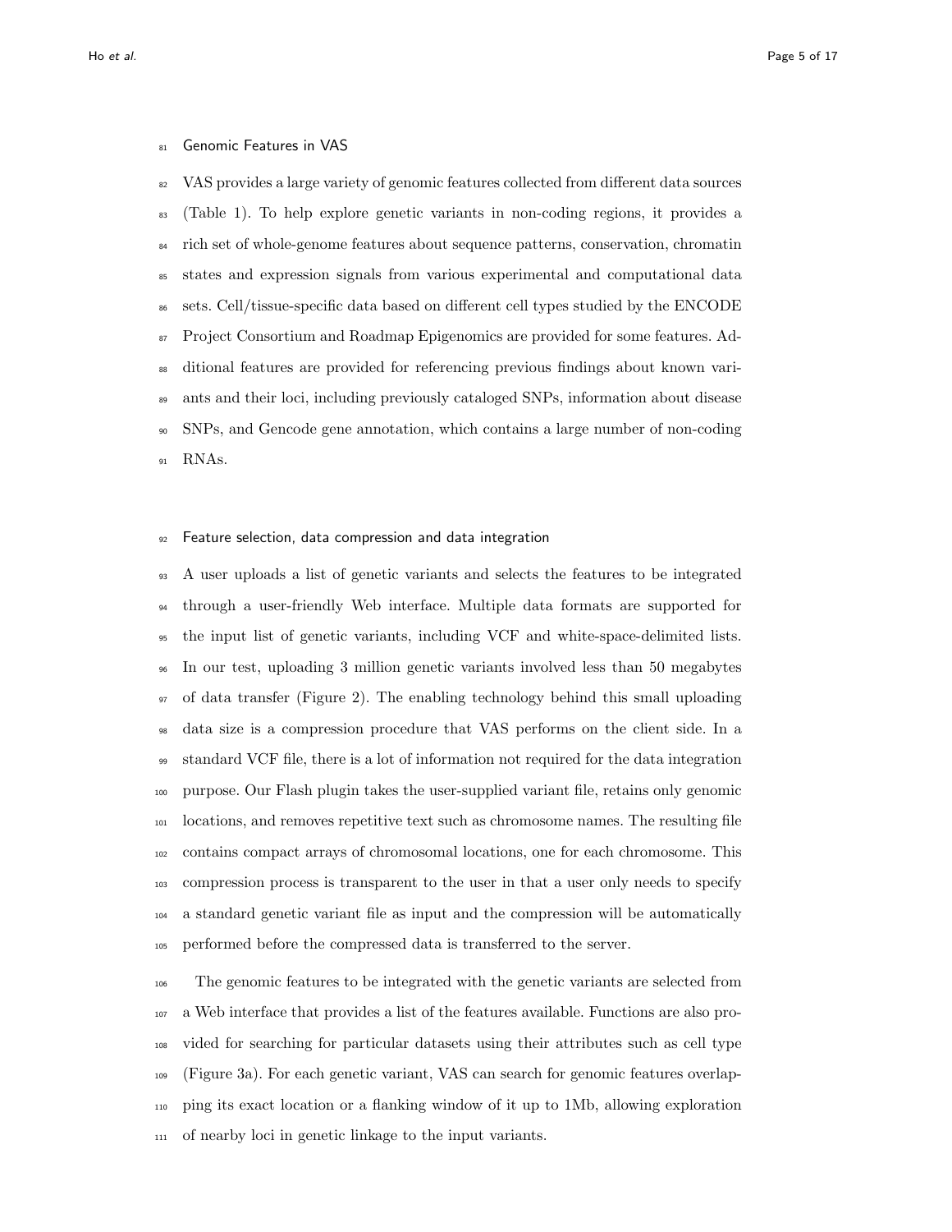### Genomic Features in VAS

VAS provides a large variety of genomic features collected from different data sources (Table 1). To help explore genetic variants in non-coding regions, it provides a rich set of whole-genome features about sequence patterns, conservation, chromatin states and expression signals from various experimental and computational data sets. Cell/tissue-specific data based on different cell types studied by the ENCODE Project Consortium and Roadmap Epigenomics are provided for some features. Additional features are provided for referencing previous findings about known variants and their loci, including previously cataloged SNPs, information about disease SNPs, and Gencode gene annotation, which contains a large number of non-coding RNAs.

### Feature selection, data compression and data integration

A user uploads a list of genetic variants and selects the features to be integrated through a user-friendly Web interface. Multiple data formats are supported for the input list of genetic variants, including VCF and white-space-delimited lists. In our test, uploading 3 million genetic variants involved less than 50 megabytes of data transfer (Figure 2). The enabling technology behind this small uploading data size is a compression procedure that VAS performs on the client side. In a standard VCF file, there is a lot of information not required for the data integration purpose. Our Flash plugin takes the user-supplied variant file, retains only genomic locations, and removes repetitive text such as chromosome names. The resulting file contains compact arrays of chromosomal locations, one for each chromosome. This compression process is transparent to the user in that a user only needs to specify a standard genetic variant file as input and the compression will be automatically performed before the compressed data is transferred to the server.

The genomic features to be integrated with the genetic variants are selected from a Web interface that provides a list of the features available. Functions are also provided for searching for particular datasets using their attributes such as cell type (Figure 3a). For each genetic variant, VAS can search for genomic features overlapping its exact location or a flanking window of it up to 1Mb, allowing exploration of nearby loci in genetic linkage to the input variants.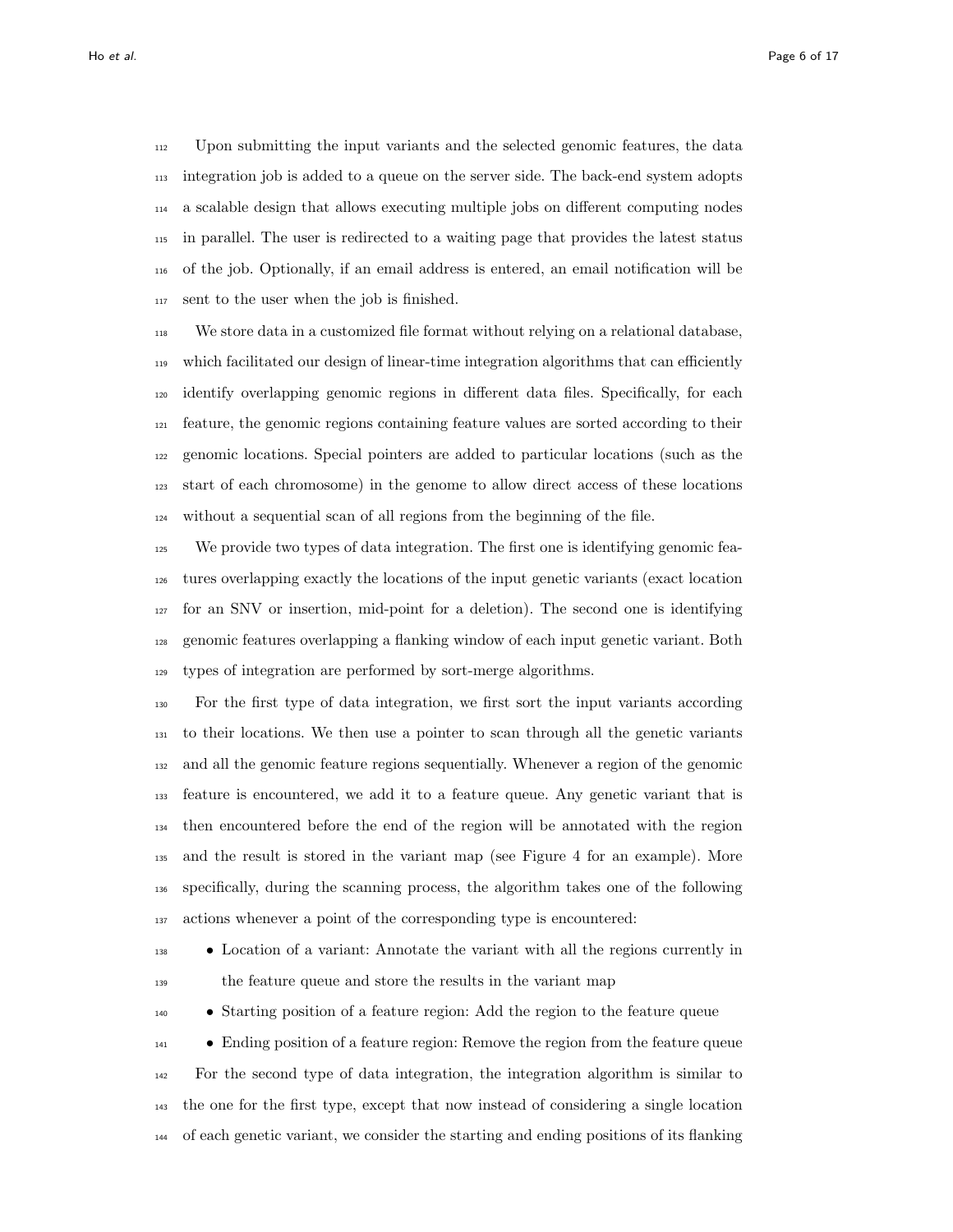Upon submitting the input variants and the selected genomic features, the data integration job is added to a queue on the server side. The back-end system adopts a scalable design that allows executing multiple jobs on different computing nodes in parallel. The user is redirected to a waiting page that provides the latest status of the job. Optionally, if an email address is entered, an email notification will be sent to the user when the job is finished.

We store data in a customized file format without relying on a relational database, which facilitated our design of linear-time integration algorithms that can efficiently identify overlapping genomic regions in different data files. Specifically, for each feature, the genomic regions containing feature values are sorted according to their genomic locations. Special pointers are added to particular locations (such as the start of each chromosome) in the genome to allow direct access of these locations without a sequential scan of all regions from the beginning of the file.

We provide two types of data integration. The first one is identifying genomic features overlapping exactly the locations of the input genetic variants (exact location for an SNV or insertion, mid-point for a deletion). The second one is identifying genomic features overlapping a flanking window of each input genetic variant. Both types of integration are performed by sort-merge algorithms.

For the first type of data integration, we first sort the input variants according to their locations. We then use a pointer to scan through all the genetic variants and all the genomic feature regions sequentially. Whenever a region of the genomic feature is encountered, we add it to a feature queue. Any genetic variant that is then encountered before the end of the region will be annotated with the region and the result is stored in the variant map (see Figure 4 for an example). More specifically, during the scanning process, the algorithm takes one of the following actions whenever a point of the corresponding type is encountered:

- Location of a variant: Annotate the variant with all the regions currently in the feature queue and store the results in the variant map
- Starting position of a feature region: Add the region to the feature queue
- Ending position of a feature region: Remove the region from the feature queue

For the second type of data integration, the integration algorithm is similar to the one for the first type, except that now instead of considering a single location of each genetic variant, we consider the starting and ending positions of its flanking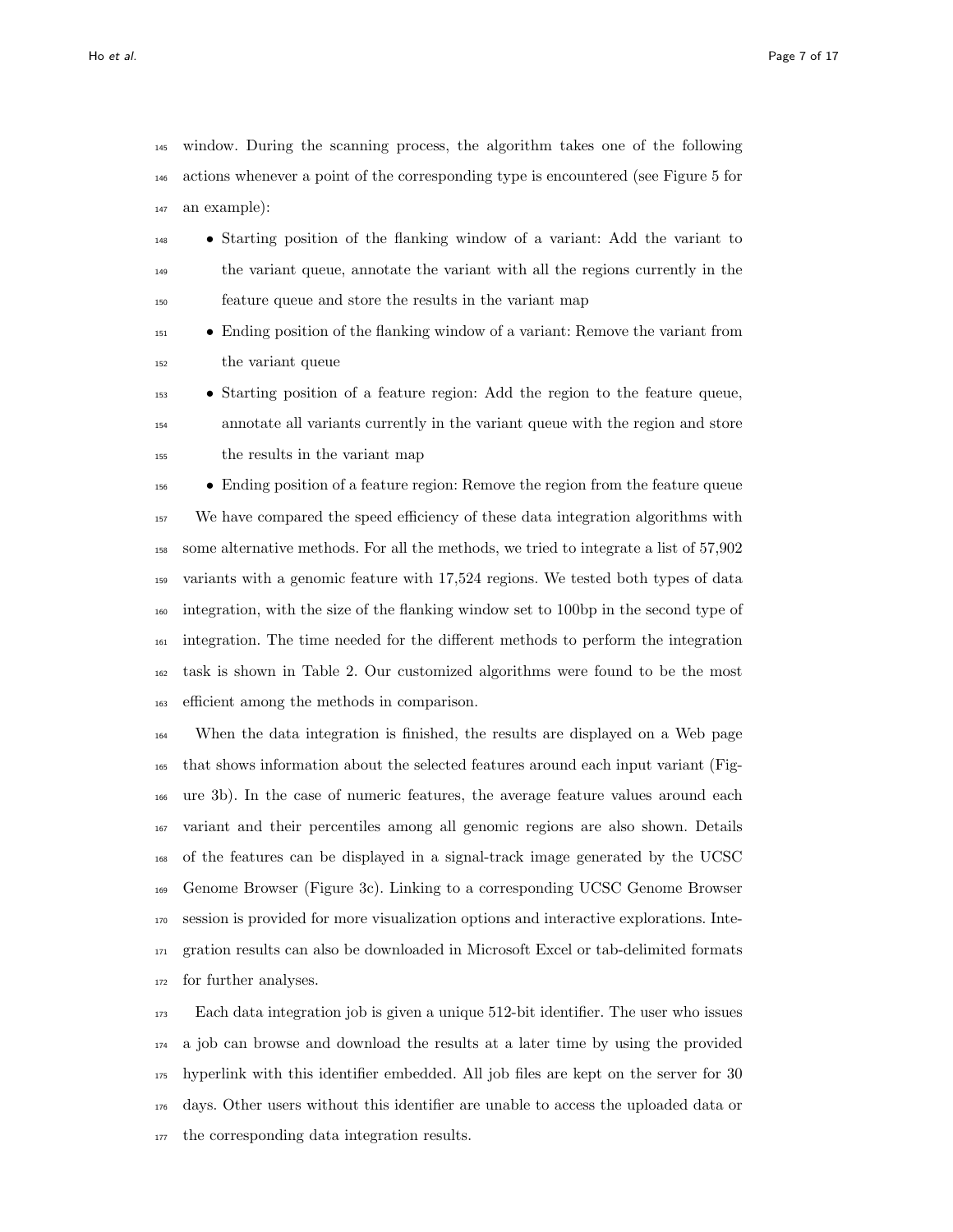window. During the scanning process, the algorithm takes one of the following actions whenever a point of the corresponding type is encountered (see Figure 5 for an example):

- Starting position of the flanking window of a variant: Add the variant to the variant queue, annotate the variant with all the regions currently in the feature queue and store the results in the variant map
- Ending position of the flanking window of a variant: Remove the variant from the variant queue
- Starting position of a feature region: Add the region to the feature queue, annotate all variants currently in the variant queue with the region and store the results in the variant map
- Ending position of a feature region: Remove the region from the feature queue

We have compared the speed efficiency of these data integration algorithms with some alternative methods. For all the methods, we tried to integrate a list of 57,902 variants with a genomic feature with 17,524 regions. We tested both types of data integration, with the size of the flanking window set to 100bp in the second type of integration. The time needed for the different methods to perform the integration task is shown in Table 2. Our customized algorithms were found to be the most efficient among the methods in comparison.

When the data integration is finished, the results are displayed on a Web page that shows information about the selected features around each input variant (Figure 3b). In the case of numeric features, the average feature values around each variant and their percentiles among all genomic regions are also shown. Details of the features can be displayed in a signal-track image generated by the UCSC Genome Browser (Figure 3c). Linking to a corresponding UCSC Genome Browser session is provided for more visualization options and interactive explorations. Integration results can also be downloaded in Microsoft Excel or tab-delimited formats for further analyses.

Each data integration job is given a unique 512-bit identifier. The user who issues a job can browse and download the results at a later time by using the provided hyperlink with this identifier embedded. All job files are kept on the server for 30 days. Other users without this identifier are unable to access the uploaded data or the corresponding data integration results.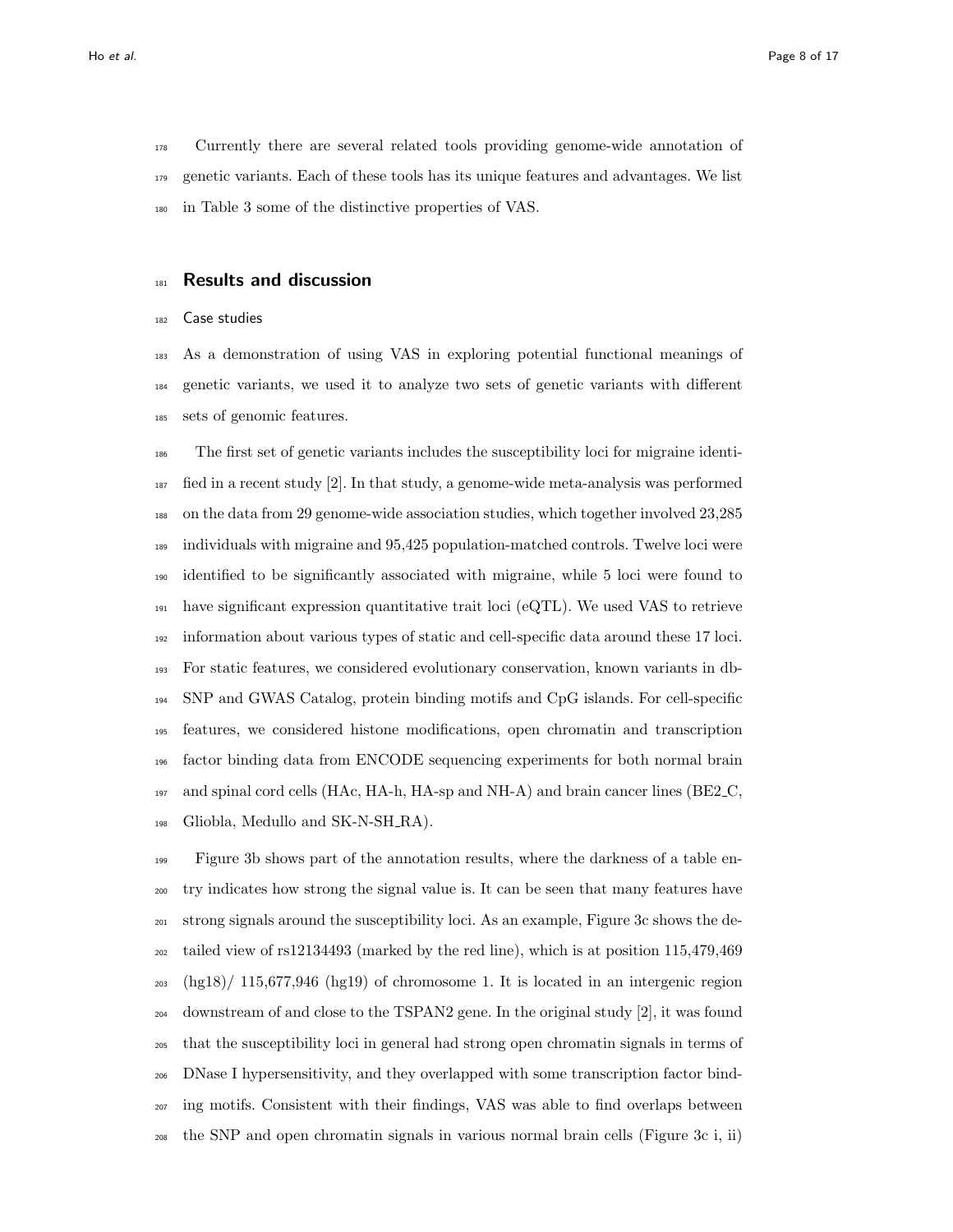Currently there are several related tools providing genome-wide annotation of genetic variants. Each of these tools has its unique features and advantages. We list in Table 3 some of the distinctive properties of VAS.

## Results and discussion

### Case studies

As a demonstration of using VAS in exploring potential functional meanings of genetic variants, we used it to analyze two sets of genetic variants with different sets of genomic features.

The first set of genetic variants includes the susceptibility loci for migraine identified in a recent study [2]. In that study, a genome-wide meta-analysis was performed on the data from 29 genome-wide association studies, which together involved 23,285 individuals with migraine and 95,425 population-matched controls. Twelve loci were identified to be significantly associated with migraine, while 5 loci were found to have significant expression quantitative trait loci (eQTL). We used VAS to retrieve information about various types of static and cell-specific data around these 17 loci. For static features, we considered evolutionary conservation, known variants in dbSNP and GWAS Catalog, protein binding motifs and CpG islands. For cell-specific features, we considered histone modifications, open chromatin and transcription factor binding data from ENCODE sequencing experiments for both normal brain and spinal cord cells (HAc, HA-h, HA-sp and NH-A) and brain cancer lines (BE2_C, Gliobla, Medullo and SK-N-SH_RA).

Figure 3b shows part of the annotation results, where the darkness of a table entry indicates how strong the signal value is. It can be seen that many features have strong signals around the susceptibility loci. As an example, Figure 3c shows the detailed view of rs12134493 (marked by the red line), which is at position 115,479,469 (hg18)/ 115,677,946 (hg19) of chromosome 1. It is located in an intergenic region downstream of and close to the TSPAN2 gene. In the original study [2], it was found that the susceptibility loci in general had strong open chromatin signals in terms of DNase I hypersensitivity, and they overlapped with some transcription factor binding motifs. Consistent with their findings, VAS was able to find overlaps between the SNP and open chromatin signals in various normal brain cells (Figure 3c i, ii)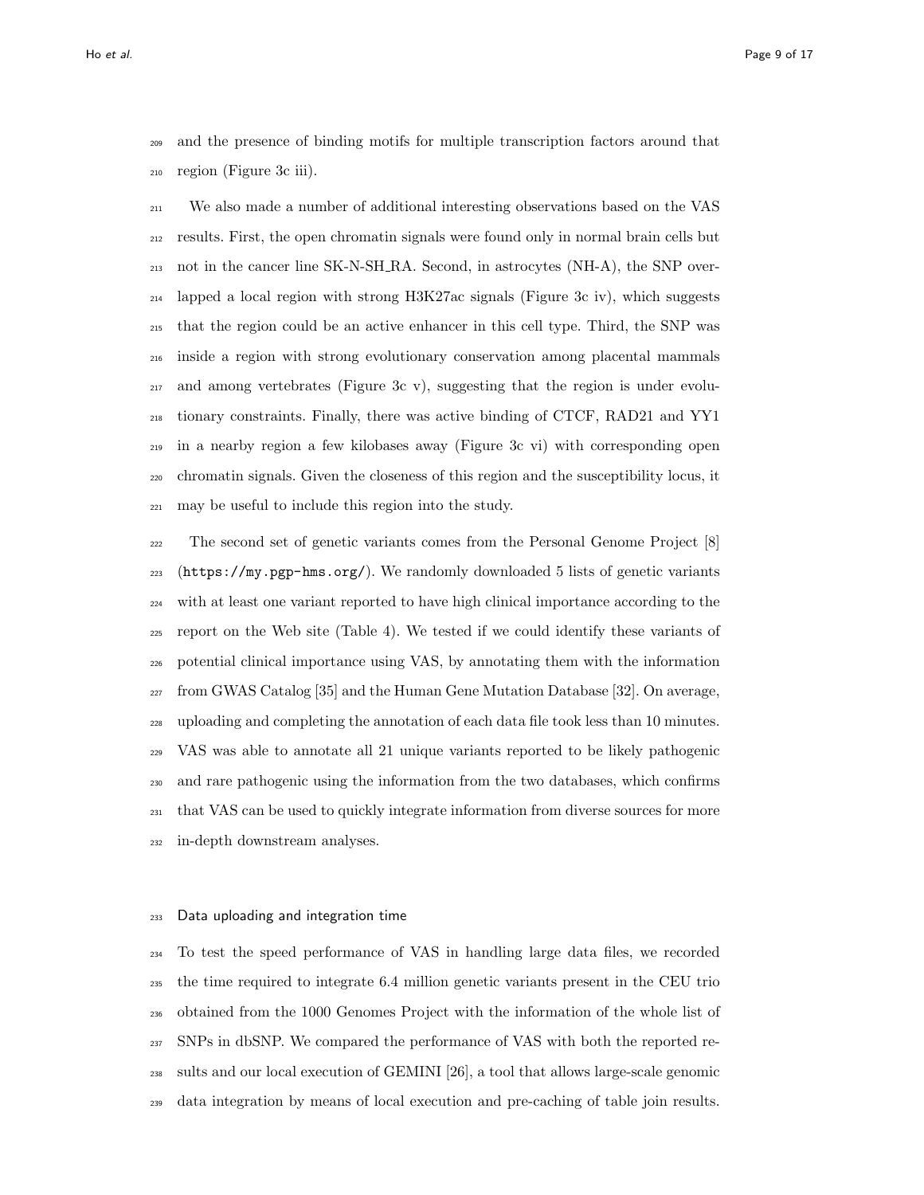and the presence of binding motifs for multiple transcription factors around that region (Figure 3c iii).

We also made a number of additional interesting observations based on the VAS results. First, the open chromatin signals were found only in normal brain cells but not in the cancer line SK-N-SH_RA. Second, in astrocytes (NH-A), the SNP overlapped a local region with strong H3K27ac signals (Figure 3c iv), which suggests that the region could be an active enhancer in this cell type. Third, the SNP was inside a region with strong evolutionary conservation among placental mammals and among vertebrates (Figure 3c v), suggesting that the region is under evolutionary constraints. Finally, there was active binding of CTCF, RAD21 and YY1 in a nearby region a few kilobases away (Figure 3c vi) with corresponding open chromatin signals. Given the closeness of this region and the susceptibility locus, it may be useful to include this region into the study.

The second set of genetic variants comes from the Personal Genome Project [8] (`https://my.pgp-hms.org/`). We randomly downloaded 5 lists of genetic variants with at least one variant reported to have high clinical importance according to the report on the Web site (Table 4). We tested if we could identify these variants of potential clinical importance using VAS, by annotating them with the information from GWAS Catalog [35] and the Human Gene Mutation Database [32]. On average, uploading and completing the annotation of each data file took less than 10 minutes. VAS was able to annotate all 21 unique variants reported to be likely pathogenic and rare pathogenic using the information from the two databases, which confirms that VAS can be used to quickly integrate information from diverse sources for more in-depth downstream analyses.

### Data uploading and integration time

To test the speed performance of VAS in handling large data files, we recorded the time required to integrate 6.4 million genetic variants present in the CEU trio obtained from the 1000 Genomes Project with the information of the whole list of SNPs in dbSNP. We compared the performance of VAS with both the reported results and our local execution of GEMINI [26], a tool that allows large-scale genomic data integration by means of local execution and pre-caching of table join results.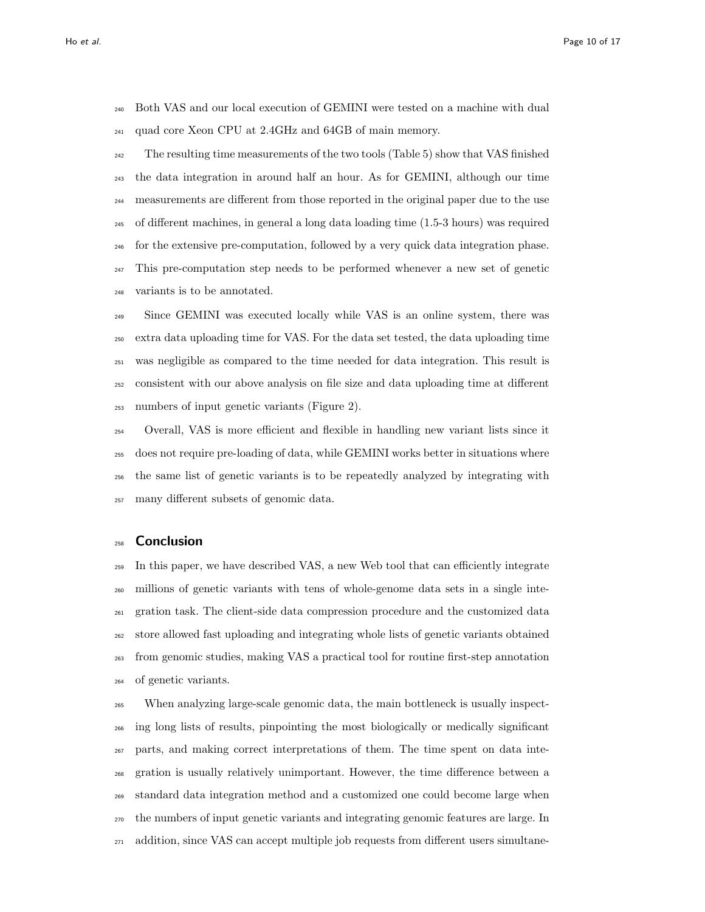Both VAS and our local execution of GEMINI were tested on a machine with dual quad core Xeon CPU at 2.4GHz and 64GB of main memory.

The resulting time measurements of the two tools (Table 5) show that VAS finished the data integration in around half an hour. As for GEMINI, although our time measurements are different from those reported in the original paper due to the use of different machines, in general a long data loading time (1.5-3 hours) was required for the extensive pre-computation, followed by a very quick data integration phase. This pre-computation step needs to be performed whenever a new set of genetic variants is to be annotated.

Since GEMINI was executed locally while VAS is an online system, there was extra data uploading time for VAS. For the data set tested, the data uploading time was negligible as compared to the time needed for data integration. This result is consistent with our above analysis on file size and data uploading time at different numbers of input genetic variants (Figure 2).

Overall, VAS is more efficient and flexible in handling new variant lists since it does not require pre-loading of data, while GEMINI works better in situations where the same list of genetic variants is to be repeatedly analyzed by integrating with many different subsets of genomic data.

## Conclusion

In this paper, we have described VAS, a new Web tool that can efficiently integrate millions of genetic variants with tens of whole-genome data sets in a single integration task. The client-side data compression procedure and the customized data store allowed fast uploading and integrating whole lists of genetic variants obtained from genomic studies, making VAS a practical tool for routine first-step annotation of genetic variants.

When analyzing large-scale genomic data, the main bottleneck is usually inspecting long lists of results, pinpointing the most biologically or medically significant parts, and making correct interpretations of them. The time spent on data integration is usually relatively unimportant. However, the time difference between a standard data integration method and a customized one could become large when the numbers of input genetic variants and integrating genomic features are large. In addition, since VAS can accept multiple job requests from different users simultane-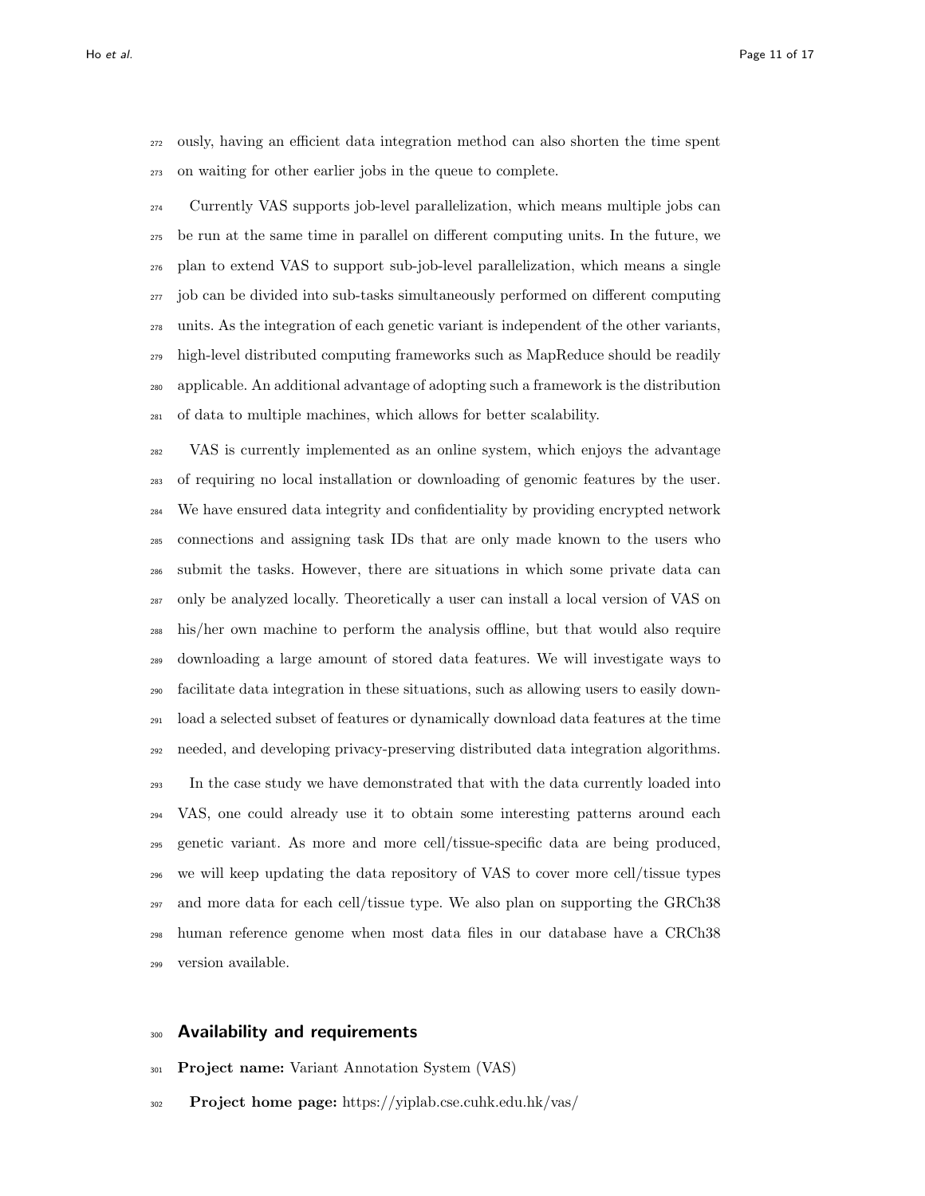ously, having an efficient data integration method can also shorten the time spent on waiting for other earlier jobs in the queue to complete.

Currently VAS supports job-level parallelization, which means multiple jobs can be run at the same time in parallel on different computing units. In the future, we plan to extend VAS to support sub-job-level parallelization, which means a single job can be divided into sub-tasks simultaneously performed on different computing units. As the integration of each genetic variant is independent of the other variants, high-level distributed computing frameworks such as MapReduce should be readily applicable. An additional advantage of adopting such a framework is the distribution of data to multiple machines, which allows for better scalability.

VAS is currently implemented as an online system, which enjoys the advantage of requiring no local installation or downloading of genomic features by the user. We have ensured data integrity and confidentiality by providing encrypted network connections and assigning task IDs that are only made known to the users who submit the tasks. However, there are situations in which some private data can only be analyzed locally. Theoretically a user can install a local version of VAS on his/her own machine to perform the analysis offline, but that would also require downloading a large amount of stored data features. We will investigate ways to facilitate data integration in these situations, such as allowing users to easily download a selected subset of features or dynamically download data features at the time needed, and developing privacy-preserving distributed data integration algorithms.

In the case study we have demonstrated that with the data currently loaded into VAS, one could already use it to obtain some interesting patterns around each genetic variant. As more and more cell/tissue-specific data are being produced, we will keep updating the data repository of VAS to cover more cell/tissue types and more data for each cell/tissue type. We also plan on supporting the GRCh38 human reference genome when most data files in our database have a CRCh38 version available.

## Availability and requirements

**Project name:** Variant Annotation System (VAS)

**Project home page:** https://yiplab.cse.cuhk.edu.hk/vas/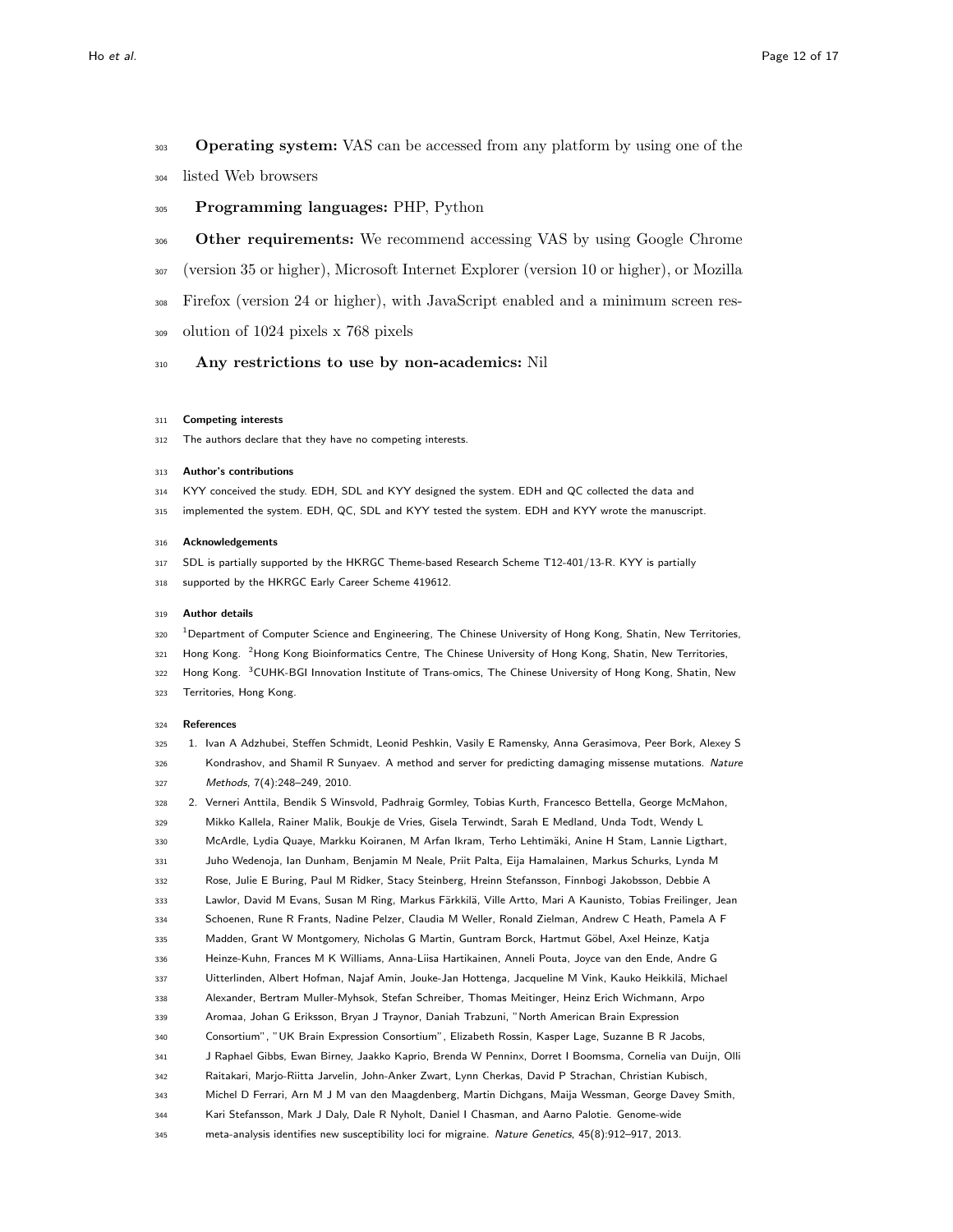**Operating system:** VAS can be accessed from any platform by using one of the listed Web browsers

**Programming languages:** PHP, Python

**Other requirements:** We recommend accessing VAS by using Google Chrome (version 35 or higher), Microsoft Internet Explorer (version 10 or higher), or Mozilla Firefox (version 24 or higher), with JavaScript enabled and a minimum screen resolution of 1024 pixels x 768 pixels

**Any restrictions to use by non-academics:** Nil

#### Competing interests

The authors declare that they have no competing interests.

#### Author's contributions

KYY conceived the study. EDH, SDL and KYY designed the system. EDH and QC collected the data and implemented the system. EDH, QC, SDL and KYY tested the system. EDH and KYY wrote the manuscript.

#### Acknowledgements

SDL is partially supported by the HKRGC Theme-based Research Scheme T12-401/13-R. KYY is partially supported by the HKRGC Early Career Scheme 419612.

#### Author details

[1]Department of Computer Science and Engineering, The Chinese University of Hong Kong, Shatin, New Territories, Hong Kong. [2]Hong Kong Bioinformatics Centre, The Chinese University of Hong Kong, Shatin, New Territories, Hong Kong. [3]CUHK-BGI Innovation Institute of Trans-omics, The Chinese University of Hong Kong, Shatin, New Territories, Hong Kong.

#### References

1. Ivan A Adzhubei, Steffen Schmidt, Leonid Peshkin, Vasily E Ramensky, Anna Gerasimova, Peer Bork, Alexey S Kondrashov, and Shamil R Sunyaev. A method and server for predicting damaging missense mutations. *Nature Methods*, 7(4):248–249, 2010.
2. Verneri Anttila, Bendik S Winsvold, Padhraig Gormley, Tobias Kurth, Francesco Bettella, George McMahon, Mikko Kallela, Rainer Malik, Boukje de Vries, Gisela Terwindt, Sarah E Medland, Unda Todt, Wendy L McArdle, Lydia Quaye, Markku Koiranen, M Arfan Ikram, Terho Lehtimäki, Anine H Stam, Lannie Ligthart, Juho Wedenoja, Ian Dunham, Benjamin M Neale, Priit Palta, Eija Hamalainen, Markus Schurks, Lynda M Rose, Julie E Buring, Paul M Ridker, Stacy Steinberg, Hreinn Stefansson, Finnbogi Jakobsson, Debbie A Lawlor, David M Evans, Susan M Ring, Markus Färkkilä, Ville Artto, Mari A Kaunisto, Tobias Freilinger, Jean Schoenen, Rune R Frants, Nadine Pelzer, Claudia M Weller, Ronald Zielman, Andrew C Heath, Pamela A F Madden, Grant W Montgomery, Nicholas G Martin, Guntram Borck, Hartmut Göbel, Axel Heinze, Katja Heinze-Kuhn, Frances M K Williams, Anna-Liisa Hartikainen, Anneli Pouta, Joyce van den Ende, Andre G Uitterlinden, Albert Hofman, Najaf Amin, Jouke-Jan Hottenga, Jacqueline M Vink, Kauko Heikkilä, Michael Alexander, Bertram Muller-Myhsok, Stefan Schreiber, Thomas Meitinger, Heinz Erich Wichmann, Arpo Aromaa, Johan G Eriksson, Bryan J Traynor, Daniah Trabzuni, "North American Brain Expression Consortium", "UK Brain Expression Consortium", Elizabeth Rossin, Kasper Lage, Suzanne B R Jacobs, J Raphael Gibbs, Ewan Birney, Jaakko Kaprio, Brenda W Penninx, Dorret I Boomsma, Cornelia van Duijn, Olli Raitakari, Marjo-Riitta Jarvelin, John-Anker Zwart, Lynn Cherkas, David P Strachan, Christian Kubisch, Michel D Ferrari, Arn M J M van den Maagdenberg, Martin Dichgans, Maija Wessman, George Davey Smith, Kari Stefansson, Mark J Daly, Dale R Nyholt, Daniel I Chasman, and Aarno Palotie. Genome-wide meta-analysis identifies new susceptibility loci for migraine. *Nature Genetics*, 45(8):912–917, 2013.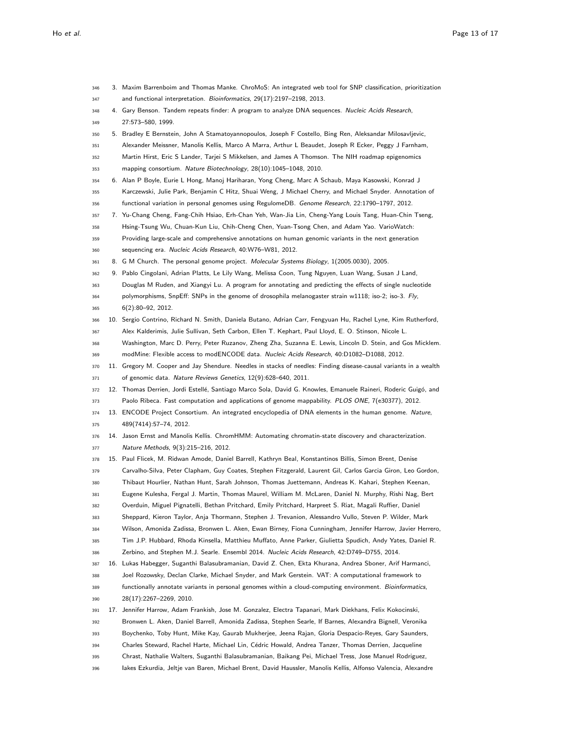3. Maxim Barrenboim and Thomas Manke. ChroMoS: An integrated web tool for SNP classification, prioritization and functional interpretation. *Bioinformatics*, 29(17):2197–2198, 2013.
4. Gary Benson. Tandem repeats finder: A program to analyze DNA sequences. *Nucleic Acids Research*, 27:573–580, 1999.
5. Bradley E Bernstein, John A Stamatoyannopoulos, Joseph F Costello, Bing Ren, Aleksandar Milosavljevic, Alexander Meissner, Manolis Kellis, Marco A Marra, Arthur L Beaudet, Joseph R Ecker, Peggy J Farnham, Martin Hirst, Eric S Lander, Tarjei S Mikkelsen, and James A Thomson. The NIH roadmap epigenomics mapping consortium. *Nature Biotechnology*, 28(10):1045–1048, 2010.
6. Alan P Boyle, Eurie L Hong, Manoj Hariharan, Yong Cheng, Marc A Schaub, Maya Kasowski, Konrad J Karczewski, Julie Park, Benjamin C Hitz, Shuai Weng, J Michael Cherry, and Michael Snyder. Annotation of functional variation in personal genomes using RegulomeDB. *Genome Research*, 22:1790–1797, 2012.
7. Yu-Chang Cheng, Fang-Chih Hsiao, Erh-Chan Yeh, Wan-Jia Lin, Cheng-Yang Louis Tang, Huan-Chin Tseng, Hsing-Tsung Wu, Chuan-Kun Liu, Chih-Cheng Chen, Yuan-Tsong Chen, and Adam Yao. VarioWatch: Providing large-scale and comprehensive annotations on human genomic variants in the next generation sequencing era. *Nucleic Acids Research*, 40:W76–W81, 2012.
8. G M Church. The personal genome project. *Molecular Systems Biology*, 1(2005.0030), 2005.
9. Pablo Cingolani, Adrian Platts, Le Lily Wang, Melissa Coon, Tung Nguyen, Luan Wang, Susan J Land, Douglas M Ruden, and Xiangyi Lu. A program for annotating and predicting the effects of single nucleotide polymorphisms, SnpEff: SNPs in the genome of drosophila melanogaster strain w1118; iso-2; iso-3. *Fly*, 6(2):80–92, 2012.
10. Sergio Contrino, Richard N. Smith, Daniela Butano, Adrian Carr, Fengyuan Hu, Rachel Lyne, Kim Rutherford, Alex Kalderimis, Julie Sullivan, Seth Carbon, Ellen T. Kephart, Paul Lloyd, E. O. Stinson, Nicole L. Washington, Marc D. Perry, Peter Ruzanov, Zheng Zha, Suzanna E. Lewis, Lincoln D. Stein, and Gos Micklem. modMine: Flexible access to modENCODE data. *Nucleic Acids Research*, 40:D1082–D1088, 2012.
11. Gregory M. Cooper and Jay Shendure. Needles in stacks of needles: Finding disease-causal variants in a wealth of genomic data. *Nature Reviews Genetics*, 12(9):628–640, 2011.
12. Thomas Derrien, Jordi Estellé, Santiago Marco Sola, David G. Knowles, Emanuele Raineri, Roderic Guigó, and Paolo Ribeca. Fast computation and applications of genome mappability. *PLOS ONE*, 7(e30377), 2012.
13. ENCODE Project Consortium. An integrated encyclopedia of DNA elements in the human genome. *Nature*, 489(7414):57–74, 2012.
14. Jason Ernst and Manolis Kellis. ChromHMM: Automating chromatin-state discovery and characterization. *Nature Methods*, 9(3):215–216, 2012.
15. Paul Flicek, M. Ridwan Amode, Daniel Barrell, Kathryn Beal, Konstantinos Billis, Simon Brent, Denise Carvalho-Silva, Peter Clapham, Guy Coates, Stephen Fitzgerald, Laurent Gil, Carlos Garcia Giron, Leo Gordon, Thibaut Hourlier, Nathan Hunt, Sarah Johnson, Thomas Juettemann, Andreas K. Kahari, Stephen Keenan, Eugene Kulesha, Fergal J. Martin, Thomas Maurel, William M. McLaren, Daniel N. Murphy, Rishi Nag, Bert Overduin, Miguel Pignatelli, Bethan Pritchard, Emily Pritchard, Harpreet S. Riat, Magali Ruffier, Daniel Sheppard, Kieron Taylor, Anja Thormann, Stephen J. Trevanion, Alessandro Vullo, Steven P. Wilder, Mark Wilson, Amonida Zadissa, Bronwen L. Aken, Ewan Birney, Fiona Cunningham, Jennifer Harrow, Javier Herrero, Tim J.P. Hubbard, Rhoda Kinsella, Matthieu Muffato, Anne Parker, Giulietta Spudich, Andy Yates, Daniel R. Zerbino, and Stephen M.J. Searle. Ensembl 2014. *Nucleic Acids Research*, 42:D749–D755, 2014.
16. Lukas Habegger, Suganthi Balasubramanian, David Z. Chen, Ekta Khurana, Andrea Sboner, Arif Harmanci, Joel Rozowsky, Declan Clarke, Michael Snyder, and Mark Gerstein. VAT: A computational framework to functionally annotate variants in personal genomes within a cloud-computing environment. *Bioinformatics*, 28(17):2267–2269, 2010.
17. Jennifer Harrow, Adam Frankish, Jose M. Gonzalez, Electra Tapanari, Mark Diekhans, Felix Kokocinski, Bronwen L. Aken, Daniel Barrell, Amonida Zadissa, Stephen Searle, If Barnes, Alexandra Bignell, Veronika Boychenko, Toby Hunt, Mike Kay, Gaurab Mukherjee, Jeena Rajan, Gloria Despacio-Reyes, Gary Saunders, Charles Steward, Rachel Harte, Michael Lin, Cédric Howald, Andrea Tanzer, Thomas Derrien, Jacqueline Chrast, Nathalie Walters, Suganthi Balasubramanian, Baikang Pei, Michael Tress, Jose Manuel Rodriguez, Iakes Ezkurdia, Jeltje van Baren, Michael Brent, David Haussler, Manolis Kellis, Alfonso Valencia, Alexandre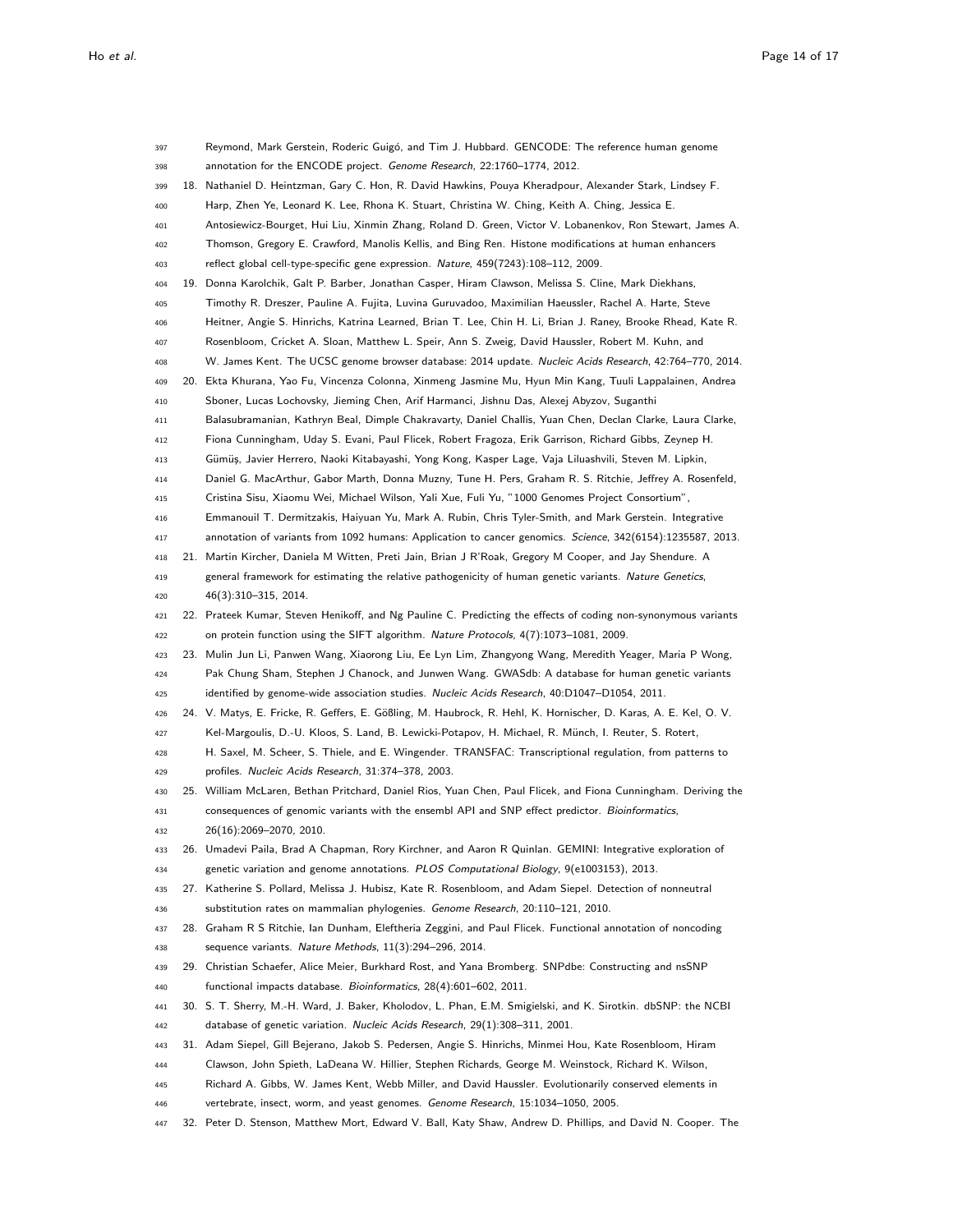Reymond, Mark Gerstein, Roderic Guigó, and Tim J. Hubbard. GENCODE: The reference human genome annotation for the ENCODE project. *Genome Research*, 22:1760–1774, 2012.

18. Nathaniel D. Heintzman, Gary C. Hon, R. David Hawkins, Pouya Kheradpour, Alexander Stark, Lindsey F. Harp, Zhen Ye, Leonard K. Lee, Rhona K. Stuart, Christina W. Ching, Keith A. Ching, Jessica E. Antosiewicz-Bourget, Hui Liu, Xinmin Zhang, Roland D. Green, Victor V. Lobanenkov, Ron Stewart, James A. Thomson, Gregory E. Crawford, Manolis Kellis, and Bing Ren. Histone modifications at human enhancers reflect global cell-type-specific gene expression. *Nature*, 459(7243):108–112, 2009.
19. Donna Karolchik, Galt P. Barber, Jonathan Casper, Hiram Clawson, Melissa S. Cline, Mark Diekhans, Timothy R. Dreszer, Pauline A. Fujita, Luvina Guruvadoo, Maximilian Haeussler, Rachel A. Harte, Steve Heitner, Angie S. Hinrichs, Katrina Learned, Brian T. Lee, Chin H. Li, Brian J. Raney, Brooke Rhead, Kate R. Rosenbloom, Cricket A. Sloan, Matthew L. Speir, Ann S. Zweig, David Haussler, Robert M. Kuhn, and W. James Kent. The UCSC genome browser database: 2014 update. *Nucleic Acids Research*, 42:764–770, 2014.
20. Ekta Khurana, Yao Fu, Vincenza Colonna, Xinmeng Jasmine Mu, Hyun Min Kang, Tuuli Lappalainen, Andrea Sboner, Lucas Lochovsky, Jieming Chen, Arif Harmanci, Jishnu Das, Alexej Abyzov, Suganthi Balasubramanian, Kathryn Beal, Dimple Chakravarty, Daniel Challis, Yuan Chen, Declan Clarke, Laura Clarke, Fiona Cunningham, Uday S. Evani, Paul Flicek, Robert Fragoza, Erik Garrison, Richard Gibbs, Zeynep H. Gümüş, Javier Herrero, Naoki Kitabayashi, Yong Kong, Kasper Lage, Vaja Liluashvili, Steven M. Lipkin, Daniel G. MacArthur, Gabor Marth, Donna Muzny, Tune H. Pers, Graham R. S. Ritchie, Jeffrey A. Rosenfeld, Cristina Sisu, Xiaomu Wei, Michael Wilson, Yali Xue, Fuli Yu, "1000 Genomes Project Consortium", Emmanouil T. Dermitzakis, Haiyuan Yu, Mark A. Rubin, Chris Tyler-Smith, and Mark Gerstein. Integrative annotation of variants from 1092 humans: Application to cancer genomics. *Science*, 342(6154):1235587, 2013.
21. Martin Kircher, Daniela M Witten, Preti Jain, Brian J R'Roak, Gregory M Cooper, and Jay Shendure. A general framework for estimating the relative pathogenicity of human genetic variants. *Nature Genetics*, 46(3):310–315, 2014.
22. Prateek Kumar, Steven Henikoff, and Ng Pauline C. Predicting the effects of coding non-synonymous variants on protein function using the SIFT algorithm. *Nature Protocols*, 4(7):1073–1081, 2009.
23. Mulin Jun Li, Panwen Wang, Xiaorong Liu, Ee Lyn Lim, Zhangyong Wang, Meredith Yeager, Maria P Wong, Pak Chung Sham, Stephen J Chanock, and Junwen Wang. GWASdb: A database for human genetic variants identified by genome-wide association studies. *Nucleic Acids Research*, 40:D1047–D1054, 2011.
24. V. Matys, E. Fricke, R. Geffers, E. Gößling, M. Haubrock, R. Hehl, K. Hornischer, D. Karas, A. E. Kel, O. V. Kel-Margoulis, D.-U. Kloos, S. Land, B. Lewicki-Potapov, H. Michael, R. Münch, I. Reuter, S. Rotert, H. Saxel, M. Scheer, S. Thiele, and E. Wingender. TRANSFAC: Transcriptional regulation, from patterns to profiles. *Nucleic Acids Research*, 31:374–378, 2003.
25. William McLaren, Bethan Pritchard, Daniel Rios, Yuan Chen, Paul Flicek, and Fiona Cunningham. Deriving the consequences of genomic variants with the ensembl API and SNP effect predictor. *Bioinformatics*, 26(16):2069–2070, 2010.
26. Umadevi Paila, Brad A Chapman, Rory Kirchner, and Aaron R Quinlan. GEMINI: Integrative exploration of genetic variation and genome annotations. *PLOS Computational Biology*, 9(e1003153), 2013.
27. Katherine S. Pollard, Melissa J. Hubisz, Kate R. Rosenbloom, and Adam Siepel. Detection of nonneutral substitution rates on mammalian phylogenies. *Genome Research*, 20:110–121, 2010.
28. Graham R S Ritchie, Ian Dunham, Eleftheria Zeggini, and Paul Flicek. Functional annotation of noncoding sequence variants. *Nature Methods*, 11(3):294–296, 2014.
29. Christian Schaefer, Alice Meier, Burkhard Rost, and Yana Bromberg. SNPdbe: Constructing and nsSNP functional impacts database. *Bioinformatics*, 28(4):601–602, 2011.
30. S. T. Sherry, M.-H. Ward, J. Baker, Kholodov, L. Phan, E.M. Smigielski, and K. Sirotkin. dbSNP: the NCBI database of genetic variation. *Nucleic Acids Research*, 29(1):308–311, 2001.
31. Adam Siepel, Gill Bejerano, Jakob S. Pedersen, Angie S. Hinrichs, Minmei Hou, Kate Rosenbloom, Hiram Clawson, John Spieth, LaDeana W. Hillier, Stephen Richards, George M. Weinstock, Richard K. Wilson, Richard A. Gibbs, W. James Kent, Webb Miller, and David Haussler. Evolutionarily conserved elements in vertebrate, insect, worm, and yeast genomes. *Genome Research*, 15:1034–1050, 2005.
32. Peter D. Stenson, Matthew Mort, Edward V. Ball, Katy Shaw, Andrew D. Phillips, and David N. Cooper. The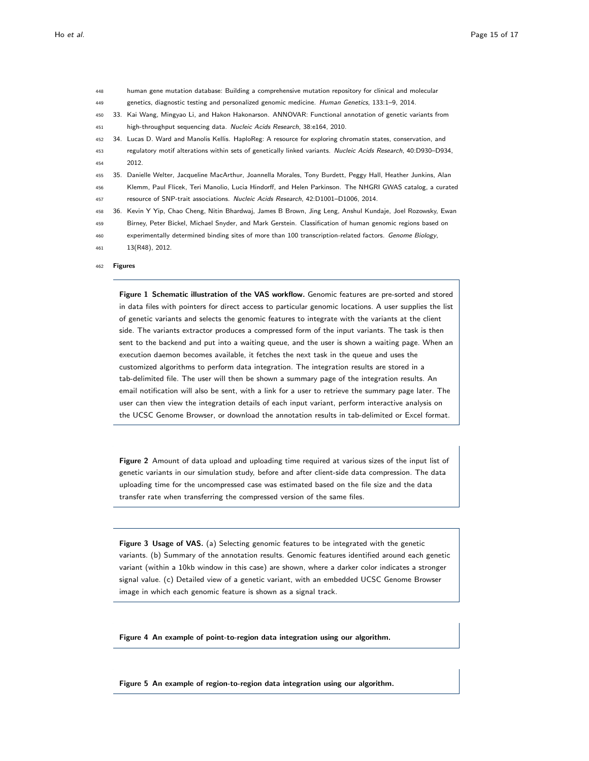human gene mutation database: Building a comprehensive mutation repository for clinical and molecular genetics, diagnostic testing and personalized genomic medicine. *Human Genetics*, 133:1–9, 2014.

33. Kai Wang, Mingyao Li, and Hakon Hakonarson. ANNOVAR: Functional annotation of genetic variants from high-throughput sequencing data. *Nucleic Acids Research*, 38:e164, 2010.
34. Lucas D. Ward and Manolis Kellis. HaploReg: A resource for exploring chromatin states, conservation, and regulatory motif alterations within sets of genetically linked variants. *Nucleic Acids Research*, 40:D930–D934, 2012.
35. Danielle Welter, Jacqueline MacArthur, Joannella Morales, Tony Burdett, Peggy Hall, Heather Junkins, Alan Klemm, Paul Flicek, Teri Manolio, Lucia Hindorff, and Helen Parkinson. The NHGRI GWAS catalog, a curated resource of SNP-trait associations. *Nucleic Acids Research*, 42:D1001–D1006, 2014.
36. Kevin Y Yip, Chao Cheng, Nitin Bhardwaj, James B Brown, Jing Leng, Anshul Kundaje, Joel Rozowsky, Ewan Birney, Peter Bickel, Michael Snyder, and Mark Gerstein. Classification of human genomic regions based on experimentally determined binding sites of more than 100 transcription-related factors. *Genome Biology*, 13(R48), 2012.

## Figures

**Figure 1 Schematic illustration of the VAS workflow.** Genomic features are pre-sorted and stored in data files with pointers for direct access to particular genomic locations. A user supplies the list of genetic variants and selects the genomic features to integrate with the variants at the client side. The variants extractor produces a compressed form of the input variants. The task is then sent to the backend and put into a waiting queue, and the user is shown a waiting page. When an execution daemon becomes available, it fetches the next task in the queue and uses the customized algorithms to perform data integration. The integration results are stored in a tab-delimited file. The user will then be shown a summary page of the integration results. An email notification will also be sent, with a link for a user to retrieve the summary page later. The user can then view the integration details of each input variant, perform interactive analysis on the UCSC Genome Browser, or download the annotation results in tab-delimited or Excel format.

**Figure 2** Amount of data upload and uploading time required at various sizes of the input list of genetic variants in our simulation study, before and after client-side data compression. The data uploading time for the uncompressed case was estimated based on the file size and the data transfer rate when transferring the compressed version of the same files.

**Figure 3 Usage of VAS.** (a) Selecting genomic features to be integrated with the genetic variants. (b) Summary of the annotation results. Genomic features identified around each genetic variant (within a 10kb window in this case) are shown, where a darker color indicates a stronger signal value. (c) Detailed view of a genetic variant, with an embedded UCSC Genome Browser image in which each genomic feature is shown as a signal track.

**Figure 4 An example of point-to-region data integration using our algorithm.**

**Figure 5 An example of region-to-region data integration using our algorithm.**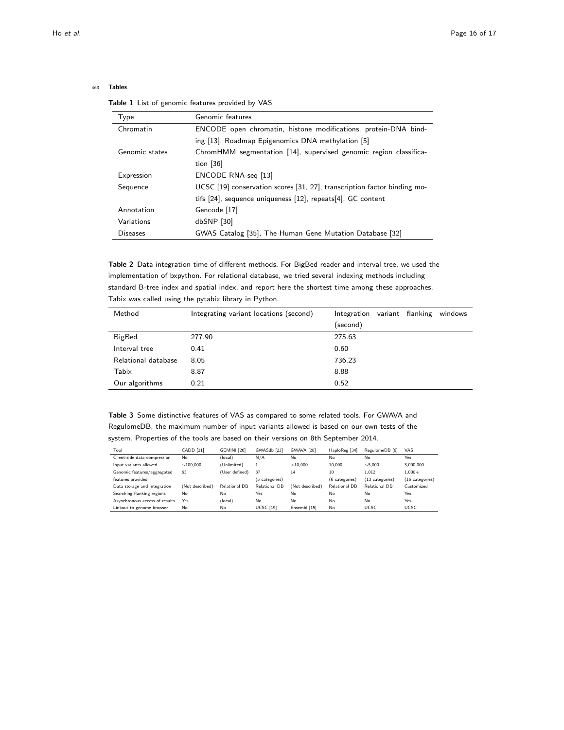## Tables

**Table 1** List of genomic features provided by VAS

| Type | Genomic features |
|---|---|
| Chromatin | ENCODE open chromatin, histone modifications, protein-DNA binding [13], Roadmap Epigenomics DNA methylation [5] |
| Genomic states | ChromHMM segmentation [14], supervised genomic region classification [36] |
| Expression | ENCODE RNA-seq [13] |
| Sequence | UCSC [19] conservation scores [31, 27], transcription factor binding motifs [24], sequence uniqueness [12], repeats[4], GC content |
| Annotation | Gencode [17] |
| Variations | dbSNP [30] |
| Diseases | GWAS Catalog [35], The Human Gene Mutation Database [32] |

**Table 2** Data integration time of different methods. For BigBed reader and interval tree, we used the implementation of bxpython. For relational database, we tried several indexing methods including standard B-tree index and spatial index, and report here the shortest time among these approaches. Tabix was called using the pytabix library in Python.

| Method | Integrating variant locations (second) | Integration variant flanking windows (second) |
|---|---|---|
| BigBed | 277.90 | 275.63 |
| Interval tree | 0.41 | 0.60 |
| Relational database | 8.05 | 736.23 |
| Tabix | 8.87 | 8.88 |
| Our algorithms | 0.21 | 0.52 |

**Table 3** Some distinctive features of VAS as compared to some related tools. For GWAVA and RegulomeDB, the maximum number of input variants allowed is based on our own tests of the system. Properties of the tools are based on their versions on 8th September 2014.

| Tool | CADD [21] | GEMINI [26] | GWASdb [23] | GWAVA [28] | HaploReg [34] | RegulomeDB [6] | VAS |
|---|---|---|---|---|---|---|---|
| Client-side data compression | No | (local) | N/A | No | No | No | Yes |
| Input variants allowed | ~100,000 | (Unlimited) | 1 | >10,000 | 10,000 | ~5,000 | 3,000,000 |
| Genomic features/aggregated features provided | 63 | (User defined) | 37 (5 categories) | 14 | 10 (6 categories) | 1,012 (13 categories) | 1,000+ (16 categories) |
| Data storage and integration | (Not described) | Relational DB | Relational DB | (Not described) | Relational DB | Relational DB | Customized |
| Searching flanking regions | No | No | Yes | No | No | No | Yes |
| Asynchronous access of results | Yes | (local) | No | No | No | No | Yes |
| Linkout to genome browser | No | No | UCSC [19] | Ensembl [15] | No | UCSC | UCSC |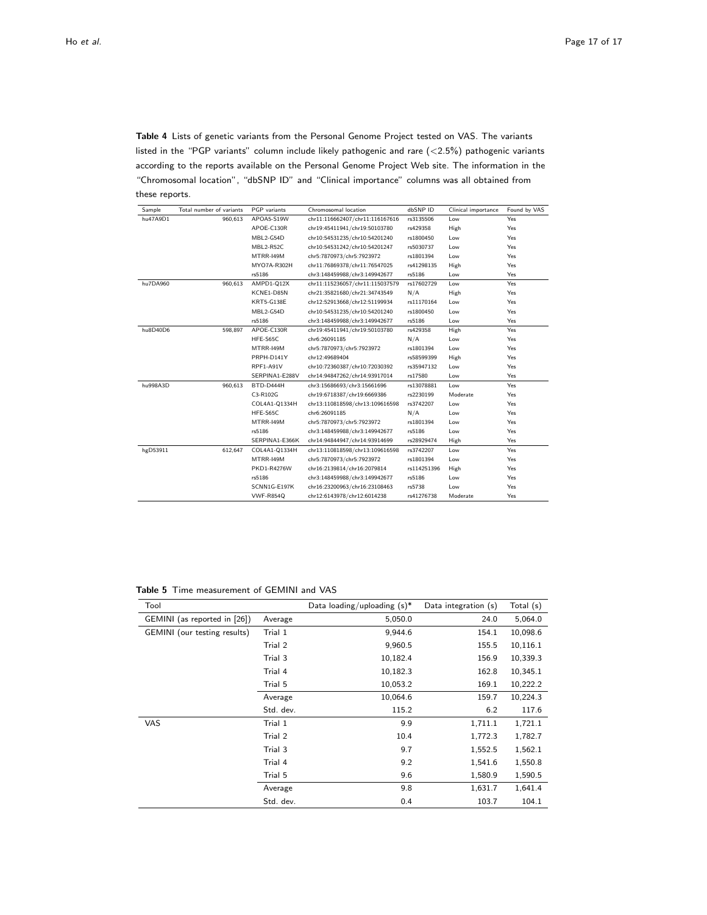**Table 4** Lists of genetic variants from the Personal Genome Project tested on VAS. The variants listed in the "PGP variants" column include likely pathogenic and rare (<2.5%) pathogenic variants according to the reports available on the Personal Genome Project Web site. The information in the "Chromosomal location", "dbSNP ID" and "Clinical importance" columns was all obtained from these reports.

| Sample | Total number of variants | PGP variants | Chromosomal location | dbSNP ID | Clinical importance | Found by VAS |
|---|---|---|---|---|---|---|
| hu47A9D1 | 960,613 | APOA5-S19W | chr11:116662407/chr11:116167616 | rs3135506 | Low | Yes |
| | | APOE-C130R | chr19:45411941/chr19:50103780 | rs429358 | High | Yes |
| | | MBL2-G54D | chr10:54531235/chr10:54201240 | rs1800450 | Low | Yes |
| | | MBL2-R52C | chr10:54531242/chr10:54201247 | rs5030737 | Low | Yes |
| | | MTRR-I49M | chr5:7870973/chr5:7923972 | rs1801394 | Low | Yes |
| | | MYO7A-R302H | chr11:76869378/chr11:76547025 | rs41298135 | High | Yes |
| | | rs5186 | chr3:148459988/chr3:149942677 | rs5186 | Low | Yes |
| hu7DA960 | 960,613 | AMPD1-Q12X | chr11:115236057/chr11:115037579 | rs17602729 | Low | Yes |
| | | KCNE1-D85N | chr21:35821680/chr21:34743549 | N/A | High | Yes |
| | | KRT5-G138E | chr12:52913668/chr12:51199934 | rs11170164 | Low | Yes |
| | | MBL2-G54D | chr10:54531235/chr10:54201240 | rs1800450 | Low | Yes |
| | | rs5186 | chr3:148459988/chr3:149942677 | rs5186 | Low | Yes |
| hu8D40D6 | 598,897 | APOE-C130R | chr19:45411941/chr19:50103780 | rs429358 | High | Yes |
| | | HFE-S65C | chr6:26091185 | N/A | Low | Yes |
| | | MTRR-I49M | chr5:7870973/chr5:7923972 | rs1801394 | Low | Yes |
| | | PRPH-D141Y | chr12:49689404 | rs58599399 | High | Yes |
| | | RPF1-A91V | chr10:72360387/chr10:72030392 | rs35947132 | Low | Yes |
| | | SERPINA1-E288V | chr14:94847262/chr14:93917014 | rs17580 | Low | Yes |
| hu998A3D | 960,613 | BTD-D444H | chr3:15686693/chr3:15661696 | rs13078881 | Low | Yes |
| | | C3-R102G | chr19:6718387/chr19:6669386 | rs2230199 | Moderate | Yes |
| | | COL4A1-Q1334H | chr13:110818598/chr13:109616598 | rs3742207 | Low | Yes |
| | | HFE-S65C | chr6:26091185 | N/A | Low | Yes |
| | | MTRR-I49M | chr5:7870973/chr5:7923972 | rs1801394 | Low | Yes |
| | | rs5186 | chr3:148459988/chr3:149942677 | rs5186 | Low | Yes |
| | | SERPINA1-E366K | chr14:94844947/chr14:93914699 | rs28929474 | High | Yes |
| hgD53911 | 612,647 | COL4A1-Q1334H | chr13:110818598/chr13:109616598 | rs3742207 | Low | Yes |
| | | MTRR-I49M | chr5:7870973/chr5:7923972 | rs1801394 | Low | Yes |
| | | PKD1-R4276W | chr16:2139814/chr16:2079814 | rs114251396 | High | Yes |
| | | rs5186 | chr3:148459988/chr3:149942677 | rs5186 | Low | Yes |
| | | SCNN1G-E197K | chr16:23200963/chr16:23108463 | rs5738 | Low | Yes |
| | | VWF-R854Q | chr12:6143978/chr12:6014238 | rs41276738 | Moderate | Yes |

**Table 5** Time measurement of GEMINI and VAS

| Tool | | Data loading/uploading (s)* | Data integration (s) | Total (s) |
|---|---|---|---|---|
| GEMINI (as reported in [26]) | Average | 5,050.0 | 24.0 | 5,064.0 |
| GEMINI (our testing results) | Trial 1 | 9,944.6 | 154.1 | 10,098.6 |
| | Trial 2 | 9,960.5 | 155.5 | 10,116.1 |
| | Trial 3 | 10,182.4 | 156.9 | 10,339.3 |
| | Trial 4 | 10,182.3 | 162.8 | 10,345.1 |
| | Trial 5 | 10,053.2 | 169.1 | 10,222.2 |
| | Average | 10,064.6 | 159.7 | 10,224.3 |
| | Std. dev. | 115.2 | 6.2 | 117.6 |
| VAS | Trial 1 | 9.9 | 1,711.1 | 1,721.1 |
| | Trial 2 | 10.4 | 1,772.3 | 1,782.7 |
| | Trial 3 | 9.7 | 1,552.5 | 1,562.1 |
| | Trial 4 | 9.2 | 1,541.6 | 1,550.8 |
| | Trial 5 | 9.6 | 1,580.9 | 1,590.5 |
| | Average | 9.8 | 1,631.7 | 1,641.4 |
| | Std. dev. | 0.4 | 103.7 | 104.1 |